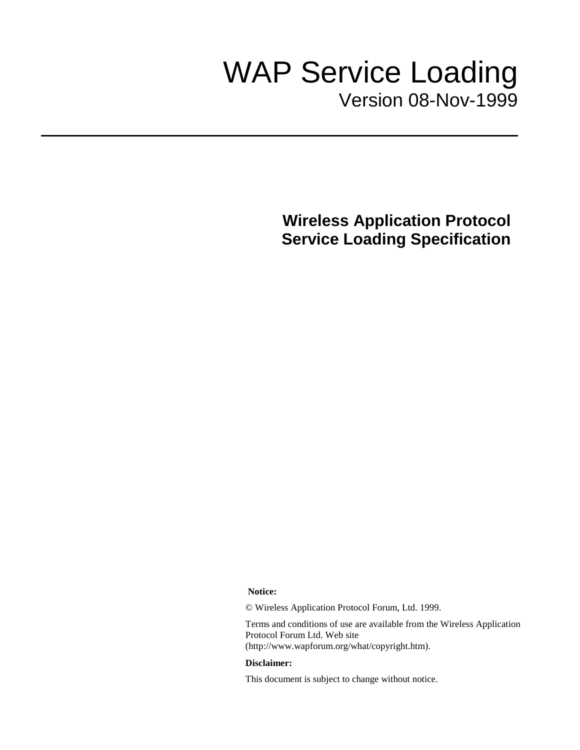# WAP Service Loading

Version 08-Nov-1999

## Wireless Application Protocol
## Service Loading Specification

**Notice:**

© Wireless Application Protocol Forum, Ltd. 1999.

Terms and conditions of use are available from the Wireless Application Protocol Forum Ltd. Web site (http://www.wapforum.org/what/copyright.htm).

**Disclaimer:**

This document is subject to change without notice.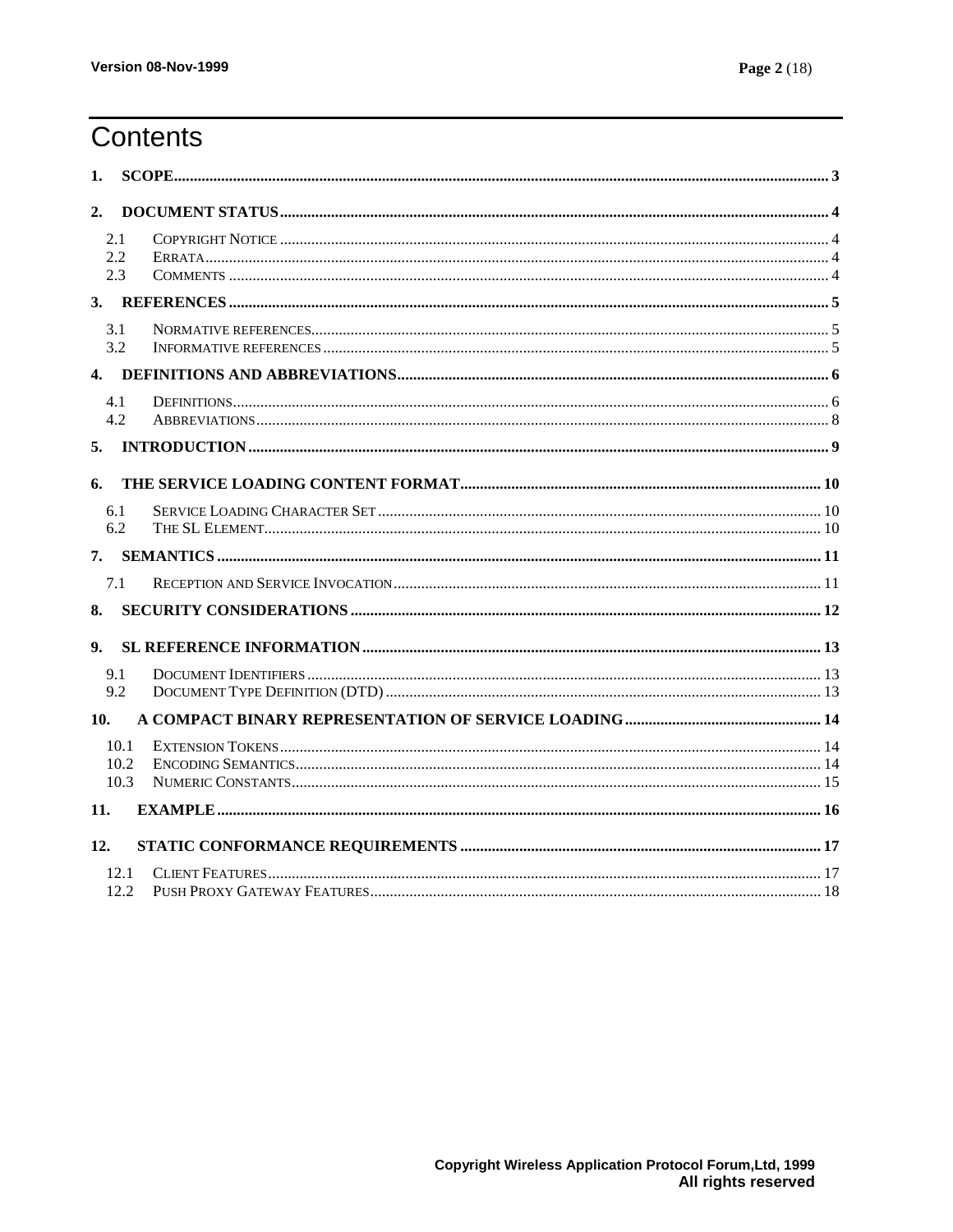# Contents

1. SCOPE ..... 3

2. DOCUMENT STATUS ..... 4
   - 2.1 COPYRIGHT NOTICE ..... 4
   - 2.2 ERRATA ..... 4
   - 2.3 COMMENTS ..... 4

3. REFERENCES ..... 5
   - 3.1 NORMATIVE REFERENCES ..... 5
   - 3.2 INFORMATIVE REFERENCES ..... 5

4. DEFINITIONS AND ABBREVIATIONS ..... 6
   - 4.1 DEFINITIONS ..... 6
   - 4.2 ABBREVIATIONS ..... 8

5. INTRODUCTION ..... 9

6. THE SERVICE LOADING CONTENT FORMAT ..... 10
   - 6.1 SERVICE LOADING CHARACTER SET ..... 10
   - 6.2 THE SL ELEMENT ..... 10

7. SEMANTICS ..... 11
   - 7.1 RECEPTION AND SERVICE INVOCATION ..... 11

8. SECURITY CONSIDERATIONS ..... 12

9. SL REFERENCE INFORMATION ..... 13
   - 9.1 DOCUMENT IDENTIFIERS ..... 13
   - 9.2 DOCUMENT TYPE DEFINITION (DTD) ..... 13

10. A COMPACT BINARY REPRESENTATION OF SERVICE LOADING ..... 14
    - 10.1 EXTENSION TOKENS ..... 14
    - 10.2 ENCODING SEMANTICS ..... 14
    - 10.3 NUMERIC CONSTANTS ..... 15

11. EXAMPLE ..... 16

12. STATIC CONFORMANCE REQUIREMENTS ..... 17
    - 12.1 CLIENT FEATURES ..... 17
    - 12.2 PUSH PROXY GATEWAY FEATURES ..... 18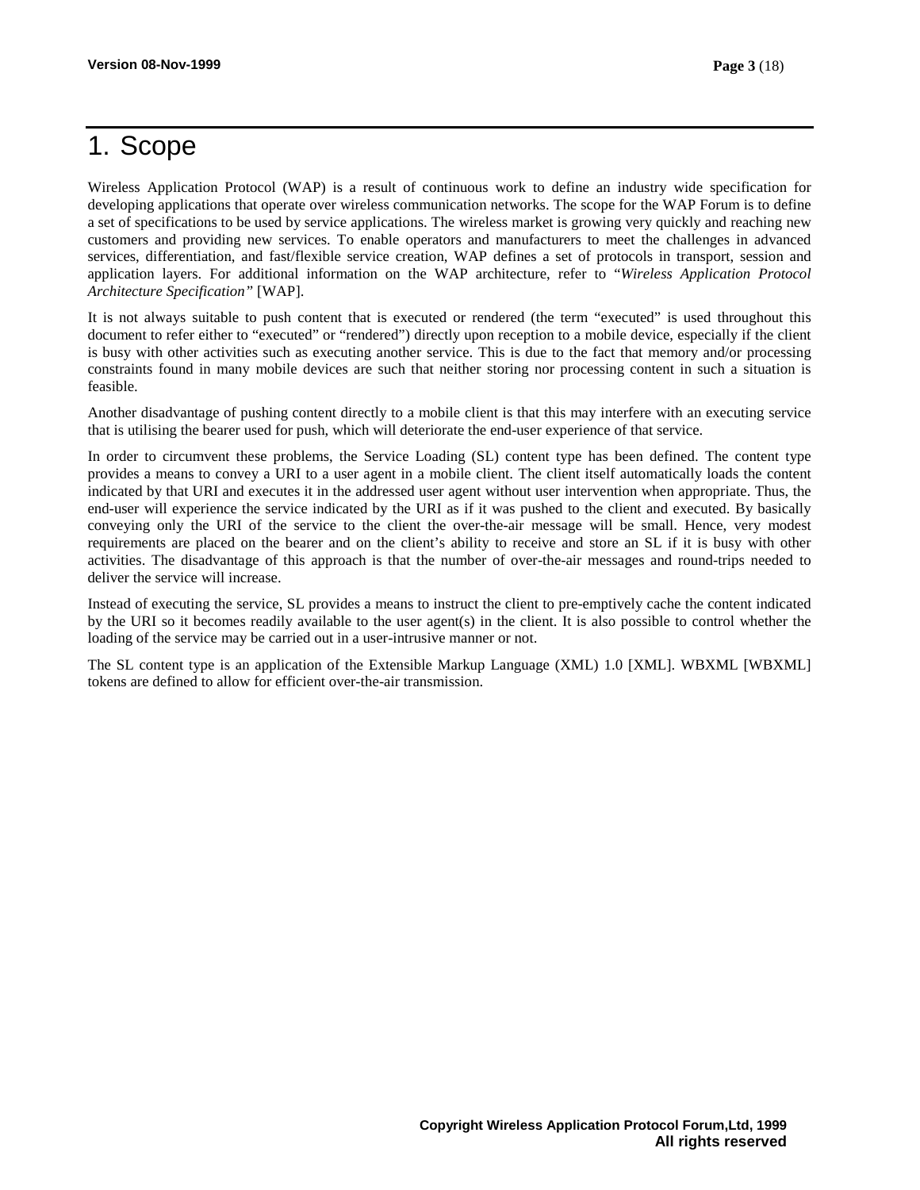# 1. Scope

Wireless Application Protocol (WAP) is a result of continuous work to define an industry wide specification for developing applications that operate over wireless communication networks. The scope for the WAP Forum is to define a set of specifications to be used by service applications. The wireless market is growing very quickly and reaching new customers and providing new services. To enable operators and manufacturers to meet the challenges in advanced services, differentiation, and fast/flexible service creation, WAP defines a set of protocols in transport, session and application layers. For additional information on the WAP architecture, refer to "*Wireless Application Protocol Architecture Specification*" [WAP].

It is not always suitable to push content that is executed or rendered (the term "executed" is used throughout this document to refer either to "executed" or "rendered") directly upon reception to a mobile device, especially if the client is busy with other activities such as executing another service. This is due to the fact that memory and/or processing constraints found in many mobile devices are such that neither storing nor processing content in such a situation is feasible.

Another disadvantage of pushing content directly to a mobile client is that this may interfere with an executing service that is utilising the bearer used for push, which will deteriorate the end-user experience of that service.

In order to circumvent these problems, the Service Loading (SL) content type has been defined. The content type provides a means to convey a URI to a user agent in a mobile client. The client itself automatically loads the content indicated by that URI and executes it in the addressed user agent without user intervention when appropriate. Thus, the end-user will experience the service indicated by the URI as if it was pushed to the client and executed. By basically conveying only the URI of the service to the client the over-the-air message will be small. Hence, very modest requirements are placed on the bearer and on the client's ability to receive and store an SL if it is busy with other activities. The disadvantage of this approach is that the number of over-the-air messages and round-trips needed to deliver the service will increase.

Instead of executing the service, SL provides a means to instruct the client to pre-emptively cache the content indicated by the URI so it becomes readily available to the user agent(s) in the client. It is also possible to control whether the loading of the service may be carried out in a user-intrusive manner or not.

The SL content type is an application of the Extensible Markup Language (XML) 1.0 [XML]. WBXML [WBXML] tokens are defined to allow for efficient over-the-air transmission.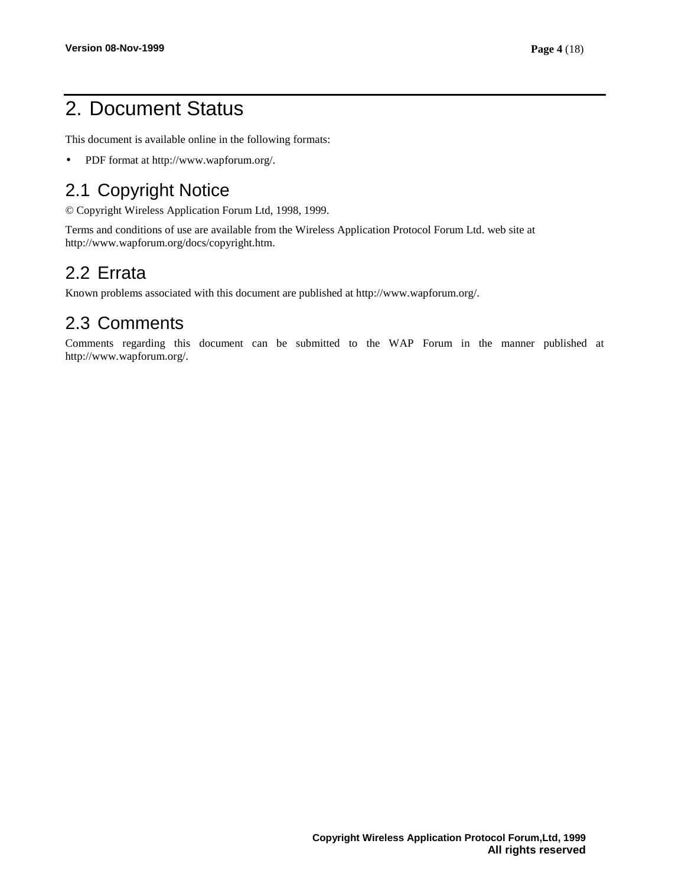# 2. Document Status

This document is available online in the following formats:

- PDF format at http://www.wapforum.org/.

## 2.1 Copyright Notice

© Copyright Wireless Application Forum Ltd, 1998, 1999.

Terms and conditions of use are available from the Wireless Application Protocol Forum Ltd. web site at http://www.wapforum.org/docs/copyright.htm.

## 2.2 Errata

Known problems associated with this document are published at http://www.wapforum.org/.

## 2.3 Comments

Comments regarding this document can be submitted to the WAP Forum in the manner published at http://www.wapforum.org/.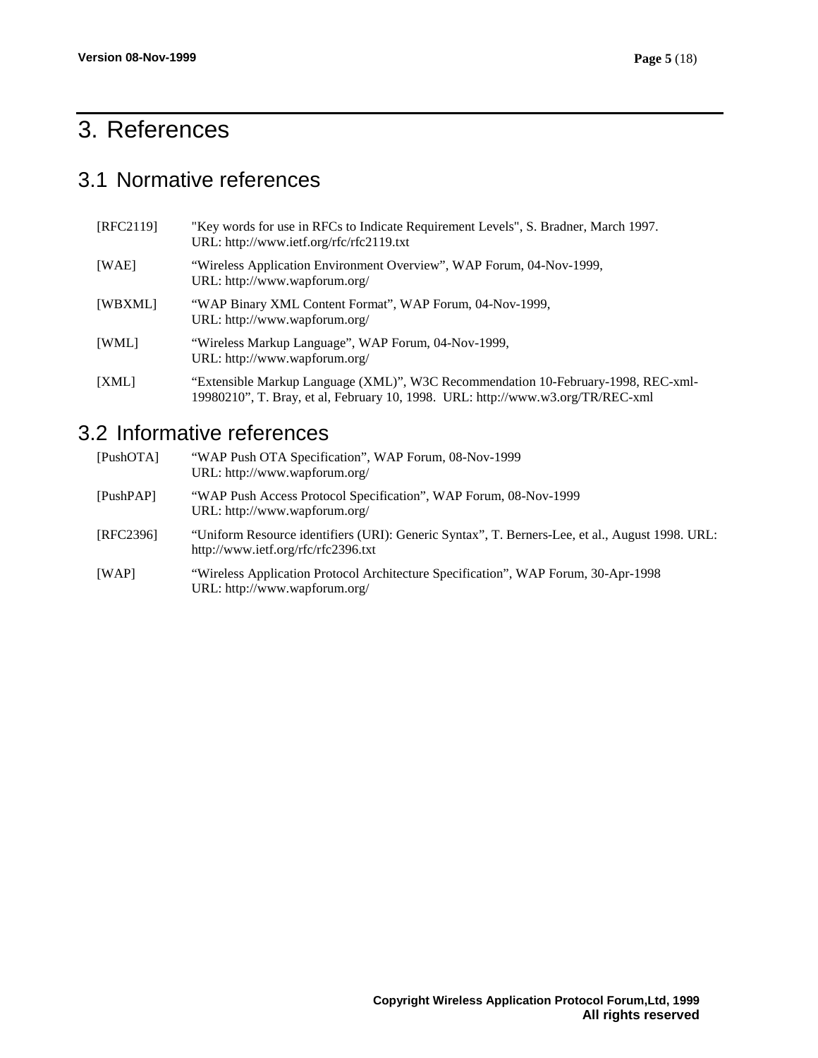# 3. References

## 3.1 Normative references

[RFC2119] "Key words for use in RFCs to Indicate Requirement Levels", S. Bradner, March 1997. URL: http://www.ietf.org/rfc/rfc2119.txt

[WAE] "Wireless Application Environment Overview", WAP Forum, 04-Nov-1999, URL: http://www.wapforum.org/

[WBXML] "WAP Binary XML Content Format", WAP Forum, 04-Nov-1999, URL: http://www.wapforum.org/

[WML] "Wireless Markup Language", WAP Forum, 04-Nov-1999, URL: http://www.wapforum.org/

[XML] "Extensible Markup Language (XML)", W3C Recommendation 10-February-1998, REC-xml-19980210", T. Bray, et al, February 10, 1998. URL: http://www.w3.org/TR/REC-xml

## 3.2 Informative references

[PushOTA] "WAP Push OTA Specification", WAP Forum, 08-Nov-1999 URL: http://www.wapforum.org/

[PushPAP] "WAP Push Access Protocol Specification", WAP Forum, 08-Nov-1999 URL: http://www.wapforum.org/

[RFC2396] "Uniform Resource identifiers (URI): Generic Syntax", T. Berners-Lee, et al., August 1998. URL: http://www.ietf.org/rfc/rfc2396.txt

[WAP] "Wireless Application Protocol Architecture Specification", WAP Forum, 30-Apr-1998 URL: http://www.wapforum.org/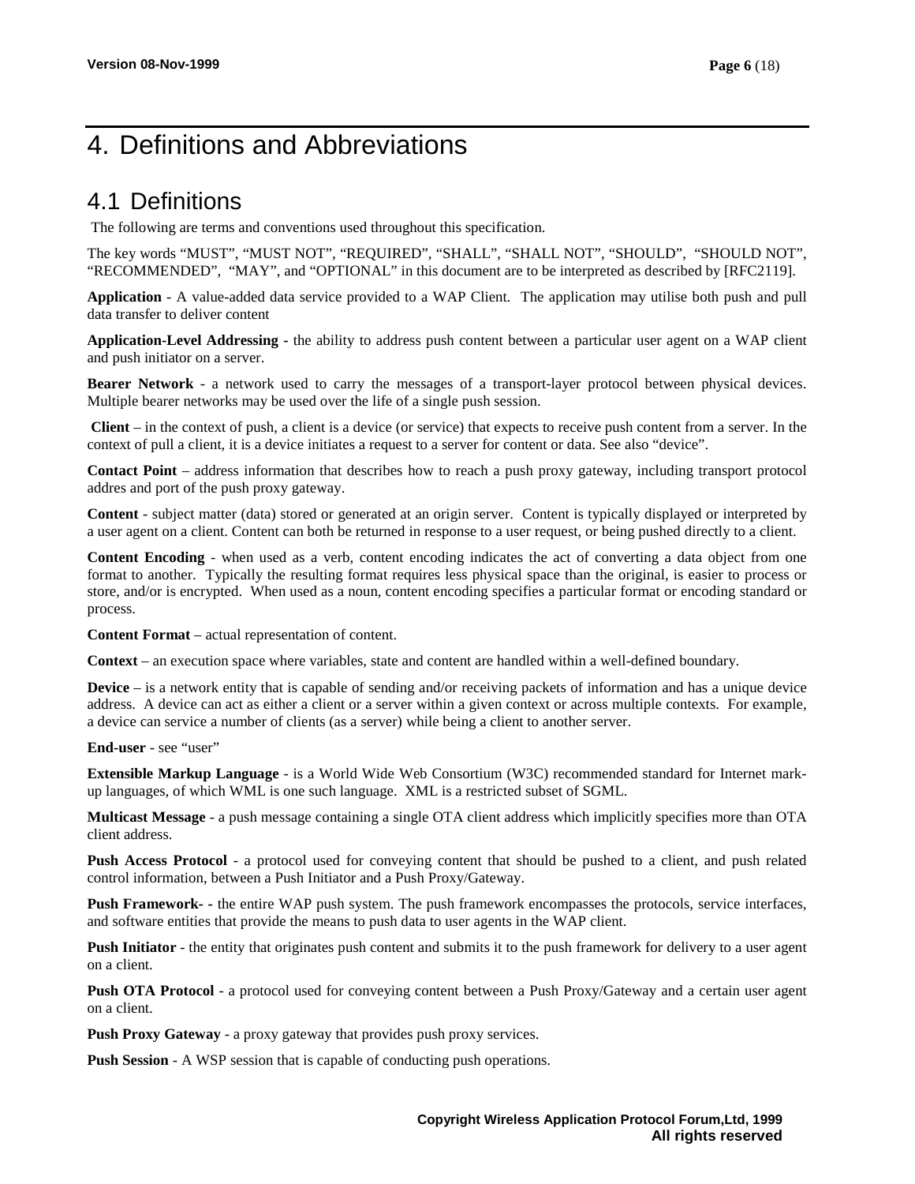# 4. Definitions and Abbreviations

## 4.1 Definitions

The following are terms and conventions used throughout this specification.

The key words “MUST”, “MUST NOT”, “REQUIRED”, “SHALL”, “SHALL NOT”, “SHOULD”, “SHOULD NOT”, “RECOMMENDED”, “MAY”, and “OPTIONAL” in this document are to be interpreted as described by [RFC2119].

**Application** - A value-added data service provided to a WAP Client. The application may utilise both push and pull data transfer to deliver content

**Application-Level Addressing -** the ability to address push content between a particular user agent on a WAP client and push initiator on a server.

**Bearer Network** - a network used to carry the messages of a transport-layer protocol between physical devices. Multiple bearer networks may be used over the life of a single push session.

**Client** – in the context of push, a client is a device (or service) that expects to receive push content from a server. In the context of pull a client, it is a device initiates a request to a server for content or data. See also “device”.

**Contact Point** – address information that describes how to reach a push proxy gateway, including transport protocol addres and port of the push proxy gateway.

**Content** - subject matter (data) stored or generated at an origin server. Content is typically displayed or interpreted by a user agent on a client. Content can both be returned in response to a user request, or being pushed directly to a client.

**Content Encoding** - when used as a verb, content encoding indicates the act of converting a data object from one format to another. Typically the resulting format requires less physical space than the original, is easier to process or store, and/or is encrypted. When used as a noun, content encoding specifies a particular format or encoding standard or process.

**Content Format** – actual representation of content.

**Context** – an execution space where variables, state and content are handled within a well-defined boundary.

**Device** – is a network entity that is capable of sending and/or receiving packets of information and has a unique device address. A device can act as either a client or a server within a given context or across multiple contexts. For example, a device can service a number of clients (as a server) while being a client to another server.

**End-user** - see “user”

**Extensible Markup Language** - is a World Wide Web Consortium (W3C) recommended standard for Internet mark-up languages, of which WML is one such language. XML is a restricted subset of SGML.

**Multicast Message** - a push message containing a single OTA client address which implicitly specifies more than OTA client address.

**Push Access Protocol** - a protocol used for conveying content that should be pushed to a client, and push related control information, between a Push Initiator and a Push Proxy/Gateway.

**Push Framework- -** the entire WAP push system. The push framework encompasses the protocols, service interfaces, and software entities that provide the means to push data to user agents in the WAP client.

**Push Initiator** - the entity that originates push content and submits it to the push framework for delivery to a user agent on a client.

**Push OTA Protocol** - a protocol used for conveying content between a Push Proxy/Gateway and a certain user agent on a client.

**Push Proxy Gateway** - a proxy gateway that provides push proxy services.

**Push Session** - A WSP session that is capable of conducting push operations.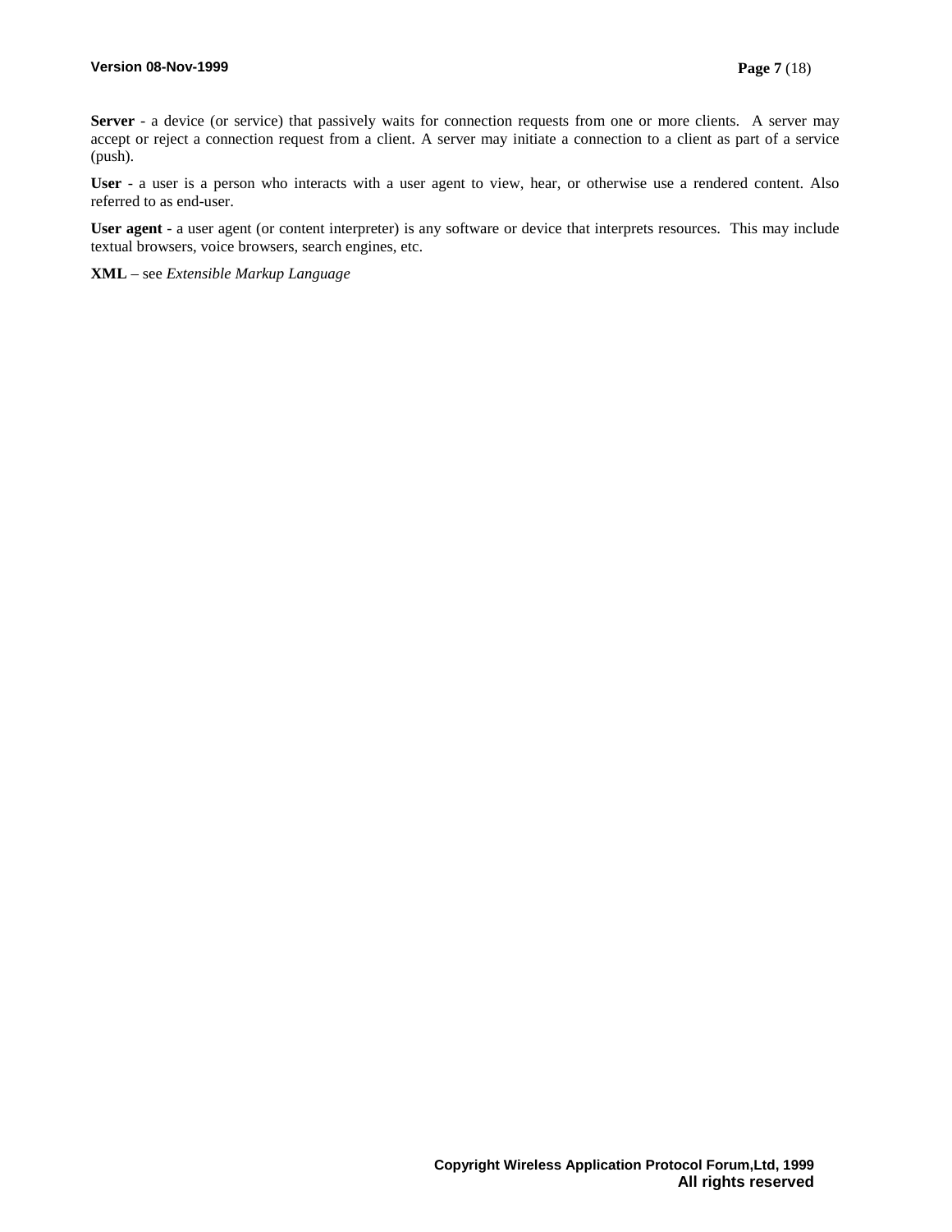**Server** - a device (or service) that passively waits for connection requests from one or more clients. A server may accept or reject a connection request from a client. A server may initiate a connection to a client as part of a service (push).

**User** - a user is a person who interacts with a user agent to view, hear, or otherwise use a rendered content. Also referred to as end-user.

**User agent** - a user agent (or content interpreter) is any software or device that interprets resources. This may include textual browsers, voice browsers, search engines, etc.

**XML** – see *Extensible Markup Language*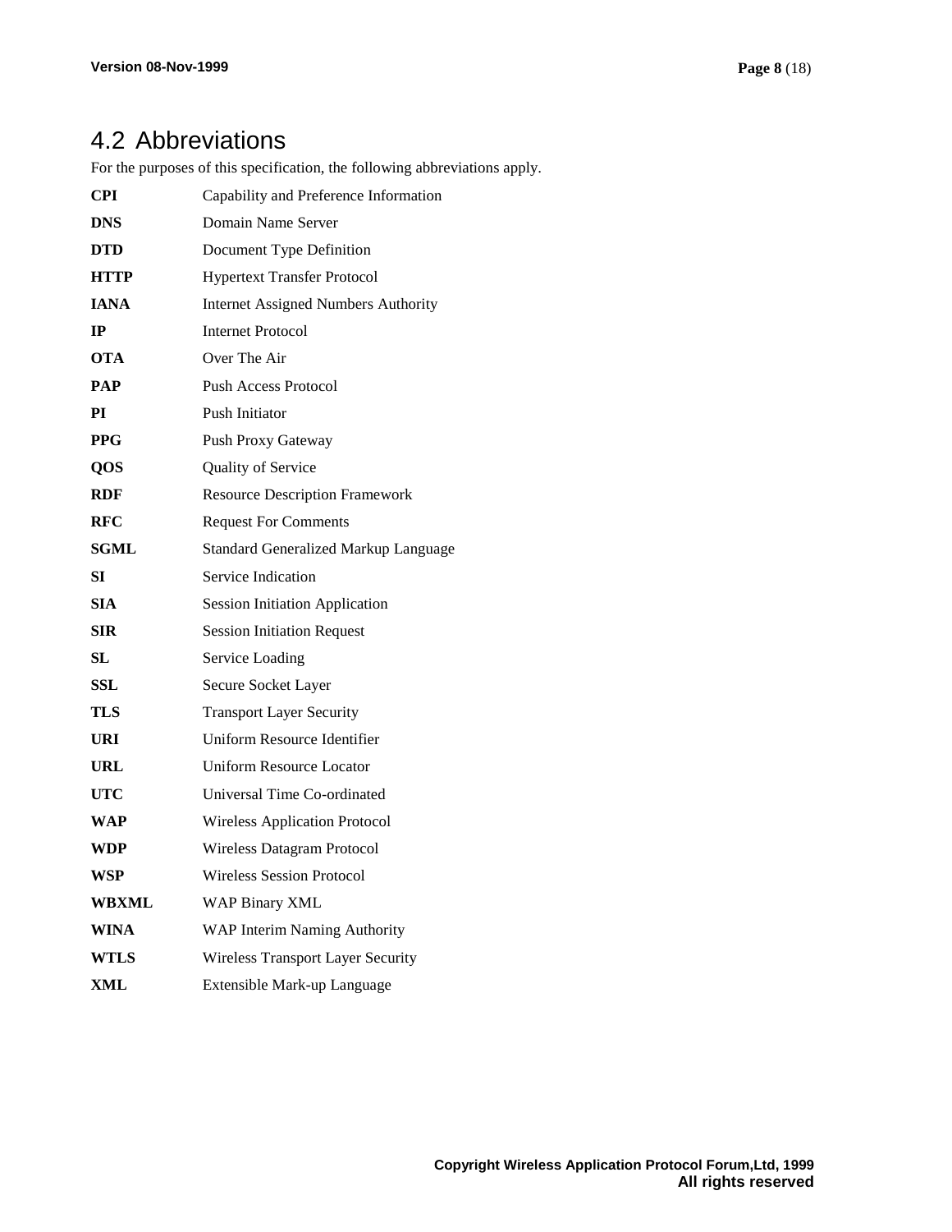## 4.2 Abbreviations

For the purposes of this specification, the following abbreviations apply.

| | |
|---|---|
| **CPI** | Capability and Preference Information |
| **DNS** | Domain Name Server |
| **DTD** | Document Type Definition |
| **HTTP** | Hypertext Transfer Protocol |
| **IANA** | Internet Assigned Numbers Authority |
| **IP** | Internet Protocol |
| **OTA** | Over The Air |
| **PAP** | Push Access Protocol |
| **PI** | Push Initiator |
| **PPG** | Push Proxy Gateway |
| **QOS** | Quality of Service |
| **RDF** | Resource Description Framework |
| **RFC** | Request For Comments |
| **SGML** | Standard Generalized Markup Language |
| **SI** | Service Indication |
| **SIA** | Session Initiation Application |
| **SIR** | Session Initiation Request |
| **SL** | Service Loading |
| **SSL** | Secure Socket Layer |
| **TLS** | Transport Layer Security |
| **URI** | Uniform Resource Identifier |
| **URL** | Uniform Resource Locator |
| **UTC** | Universal Time Co-ordinated |
| **WAP** | Wireless Application Protocol |
| **WDP** | Wireless Datagram Protocol |
| **WSP** | Wireless Session Protocol |
| **WBXML** | WAP Binary XML |
| **WINA** | WAP Interim Naming Authority |
| **WTLS** | Wireless Transport Layer Security |
| **XML** | Extensible Mark-up Language |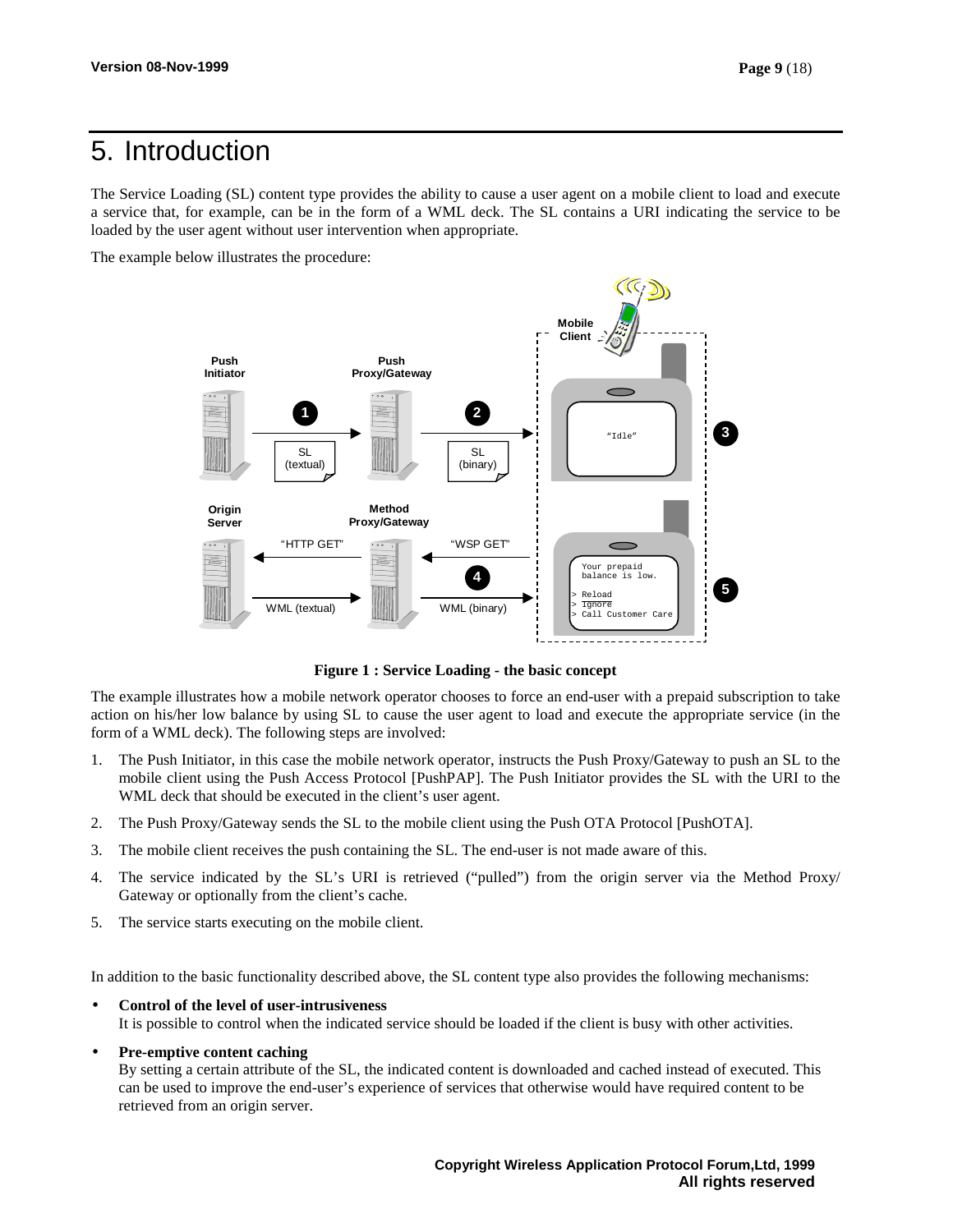# 5. Introduction

The Service Loading (SL) content type provides the ability to cause a user agent on a mobile client to load and execute a service that, for example, can be in the form of a WML deck. The SL contains a URI indicating the service to be loaded by the user agent without user intervention when appropriate.

The example below illustrates the procedure:

**Figure 1 : Service Loading - the basic concept**

The example illustrates how a mobile network operator chooses to force an end-user with a prepaid subscription to take action on his/her low balance by using SL to cause the user agent to load and execute the appropriate service (in the form of a WML deck). The following steps are involved:

1. The Push Initiator, in this case the mobile network operator, instructs the Push Proxy/Gateway to push an SL to the mobile client using the Push Access Protocol [PushPAP]. The Push Initiator provides the SL with the URI to the WML deck that should be executed in the client's user agent.
2. The Push Proxy/Gateway sends the SL to the mobile client using the Push OTA Protocol [PushOTA].
3. The mobile client receives the push containing the SL. The end-user is not made aware of this.
4. The service indicated by the SL's URI is retrieved ("pulled") from the origin server via the Method Proxy/ Gateway or optionally from the client's cache.
5. The service starts executing on the mobile client.

In addition to the basic functionality described above, the SL content type also provides the following mechanisms:

- **Control of the level of user-intrusiveness**
  It is possible to control when the indicated service should be loaded if the client is busy with other activities.
- **Pre-emptive content caching**
  By setting a certain attribute of the SL, the indicated content is downloaded and cached instead of executed. This can be used to improve the end-user's experience of services that otherwise would have required content to be retrieved from an origin server.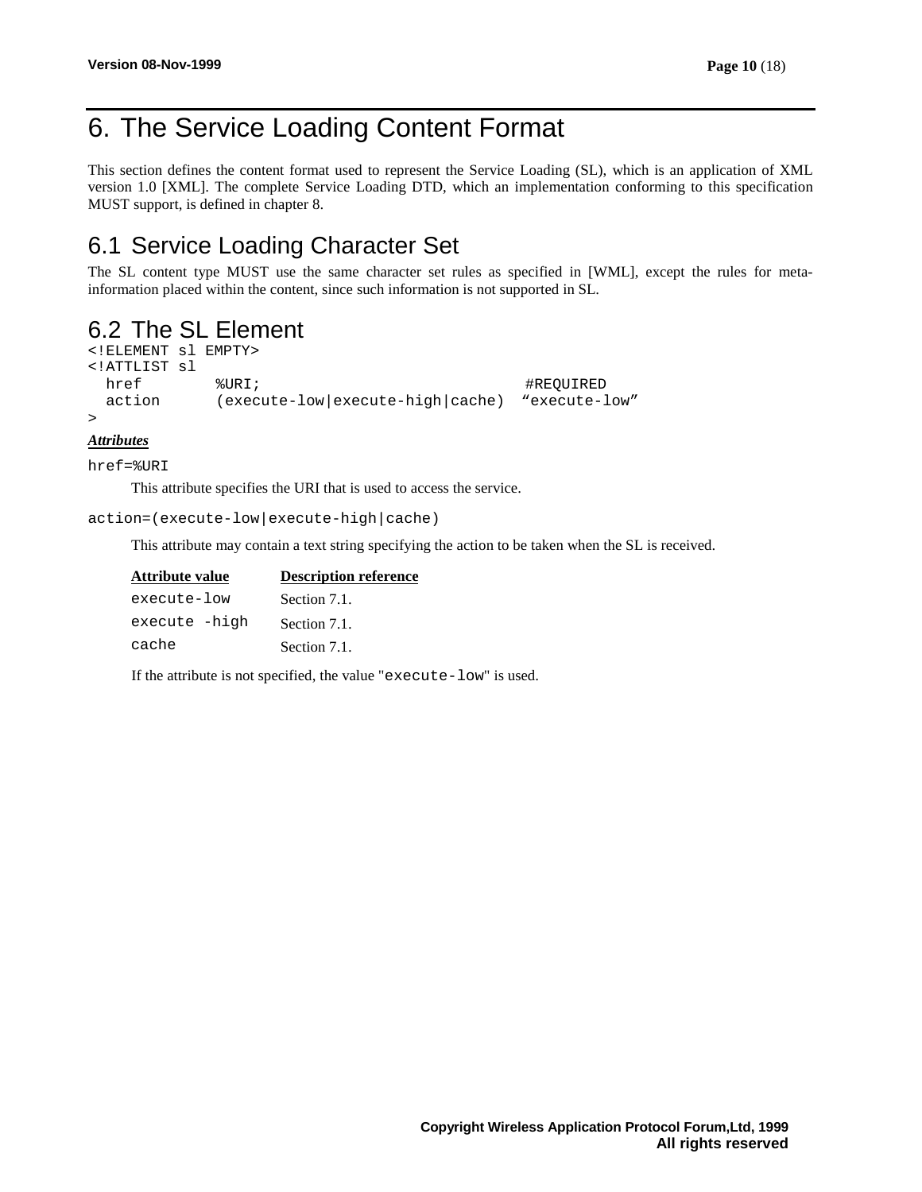# 6. The Service Loading Content Format

This section defines the content format used to represent the Service Loading (SL), which is an application of XML version 1.0 [XML]. The complete Service Loading DTD, which an implementation conforming to this specification MUST support, is defined in chapter 8.

## 6.1 Service Loading Character Set

The SL content type MUST use the same character set rules as specified in [WML], except the rules for meta-information placed within the content, since such information is not supported in SL.

## 6.2 The SL Element

```
<!ELEMENT sl EMPTY>
<!ATTLIST sl
  href        %URI;                             #REQUIRED
  action      (execute-low|execute-high|cache)  “execute-low”
>
```

***Attributes***

`href=%URI`

This attribute specifies the URI that is used to access the service.

`action=(execute-low|execute-high|cache)`

This attribute may contain a text string specifying the action to be taken when the SL is received.

| Attribute value | Description reference |
| --- | --- |
| `execute-low` | Section 7.1. |
| `execute -high` | Section 7.1. |
| `cache` | Section 7.1. |

If the attribute is not specified, the value "`execute-low`" is used.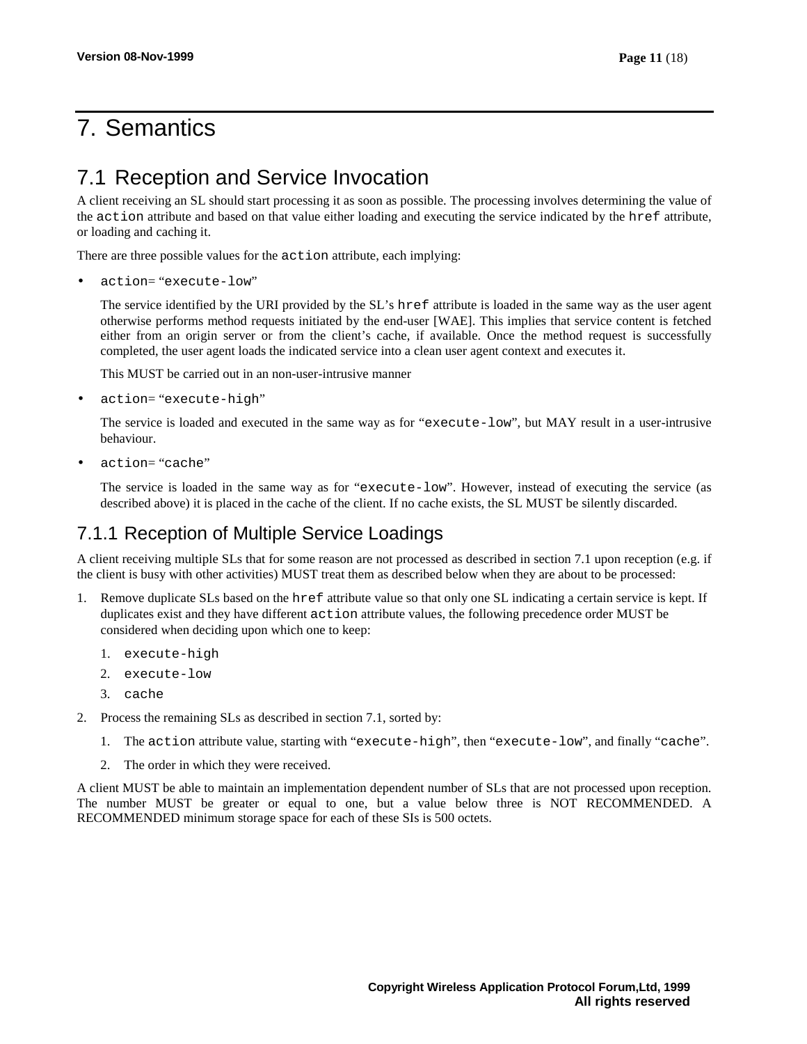# 7. Semantics

## 7.1 Reception and Service Invocation

A client receiving an SL should start processing it as soon as possible. The processing involves determining the value of the `action` attribute and based on that value either loading and executing the service indicated by the `href` attribute, or loading and caching it.

There are three possible values for the `action` attribute, each implying:

- `action`= "`execute-low`"

  The service identified by the URI provided by the SL's `href` attribute is loaded in the same way as the user agent otherwise performs method requests initiated by the end-user [WAE]. This implies that service content is fetched either from an origin server or from the client's cache, if available. Once the method request is successfully completed, the user agent loads the indicated service into a clean user agent context and executes it.

  This MUST be carried out in an non-user-intrusive manner

- `action`= "`execute-high`"

  The service is loaded and executed in the same way as for "`execute-low`", but MAY result in a user-intrusive behaviour.

- `action`= "`cache`"

  The service is loaded in the same way as for "`execute-low`". However, instead of executing the service (as described above) it is placed in the cache of the client. If no cache exists, the SL MUST be silently discarded.

### 7.1.1 Reception of Multiple Service Loadings

A client receiving multiple SLs that for some reason are not processed as described in section 7.1 upon reception (e.g. if the client is busy with other activities) MUST treat them as described below when they are about to be processed:

1. Remove duplicate SLs based on the `href` attribute value so that only one SL indicating a certain service is kept. If duplicates exist and they have different `action` attribute values, the following precedence order MUST be considered when deciding upon which one to keep:
   1. `execute-high`
   2. `execute-low`
   3. `cache`
2. Process the remaining SLs as described in section 7.1, sorted by:
   1. The `action` attribute value, starting with "`execute-high`", then "`execute-low`", and finally "`cache`".
   2. The order in which they were received.

A client MUST be able to maintain an implementation dependent number of SLs that are not processed upon reception. The number MUST be greater or equal to one, but a value below three is NOT RECOMMENDED. A RECOMMENDED minimum storage space for each of these SIs is 500 octets.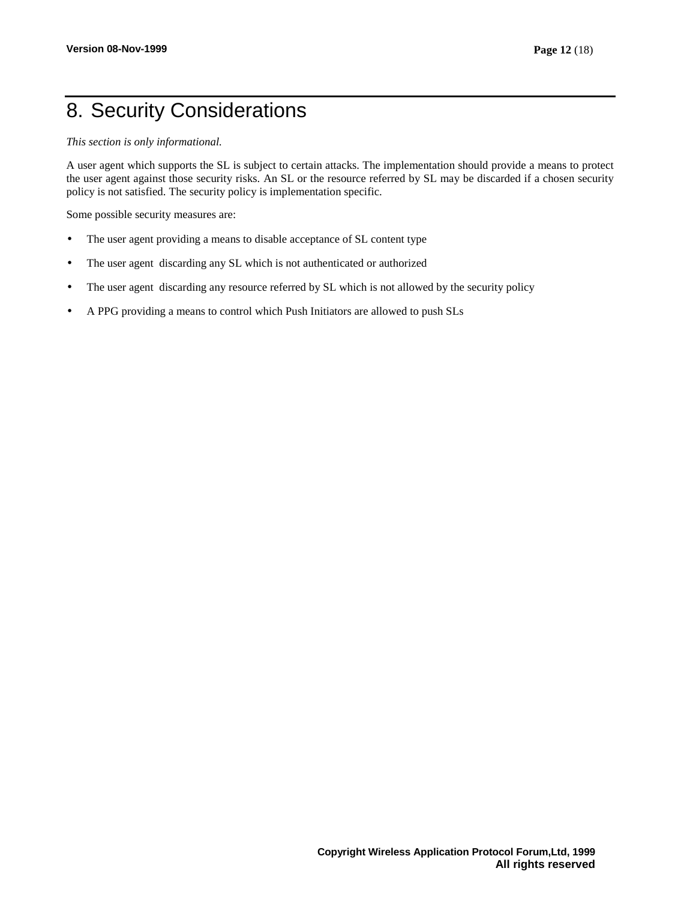# 8. Security Considerations

*This section is only informational.*

A user agent which supports the SL is subject to certain attacks. The implementation should provide a means to protect the user agent against those security risks. An SL or the resource referred by SL may be discarded if a chosen security policy is not satisfied. The security policy is implementation specific.

Some possible security measures are:

- The user agent providing a means to disable acceptance of SL content type
- The user agent discarding any SL which is not authenticated or authorized
- The user agent discarding any resource referred by SL which is not allowed by the security policy
- A PPG providing a means to control which Push Initiators are allowed to push SLs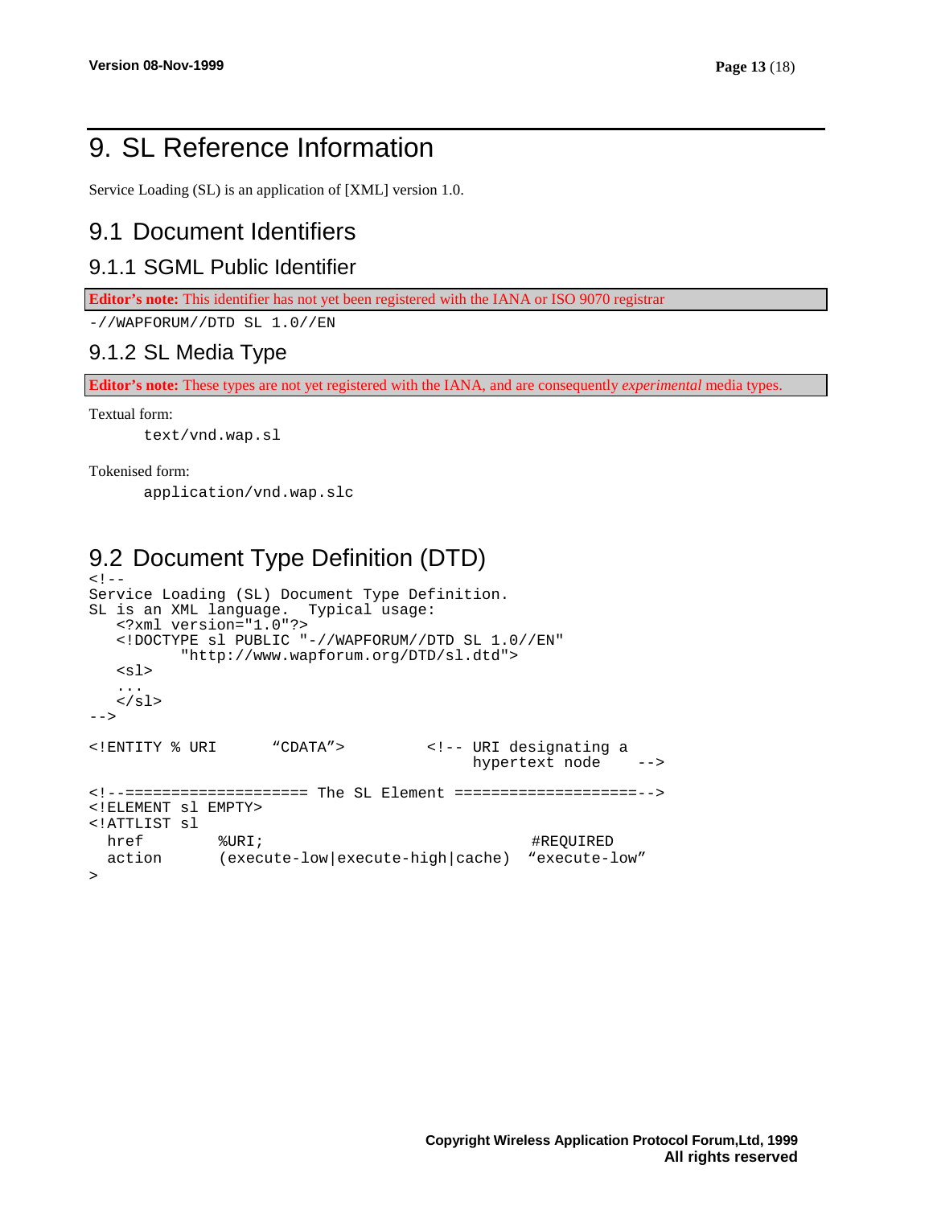# 9. SL Reference Information

Service Loading (SL) is an application of [XML] version 1.0.

## 9.1 Document Identifiers

### 9.1.1 SGML Public Identifier

**Editor's note:** This identifier has not yet been registered with the IANA or ISO 9070 registrar

```
-//WAPFORUM//DTD SL 1.0//EN
```

### 9.1.2 SL Media Type

**Editor's note:** These types are not yet registered with the IANA, and are consequently *experimental* media types.

Textual form:

```
text/vnd.wap.sl
```

Tokenised form:

```
application/vnd.wap.slc
```

## 9.2 Document Type Definition (DTD)

```
<!--
Service Loading (SL) Document Type Definition.
SL is an XML language.  Typical usage:
   <?xml version="1.0"?>
   <!DOCTYPE sl PUBLIC "-//WAPFORUM//DTD SL 1.0//EN"
          "http://www.wapforum.org/DTD/sl.dtd">
   <sl>
   ...
   </sl>
-->

<!ENTITY % URI      "CDATA">         <!-- URI designating a
                                          hypertext node    -->

<!--==================== The SL Element ====================-->
<!ELEMENT sl EMPTY>
<!ATTLIST sl
  href        %URI;                               #REQUIRED
  action      (execute-low|execute-high|cache)  "execute-low"
>
```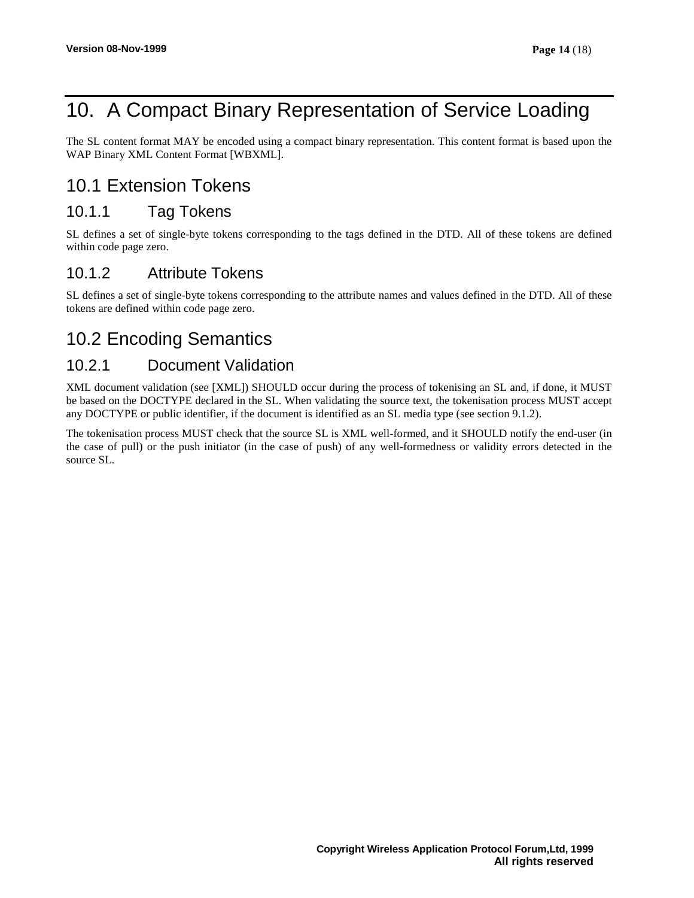# 10. A Compact Binary Representation of Service Loading

The SL content format MAY be encoded using a compact binary representation. This content format is based upon the WAP Binary XML Content Format [WBXML].

## 10.1 Extension Tokens

### 10.1.1 Tag Tokens

SL defines a set of single-byte tokens corresponding to the tags defined in the DTD. All of these tokens are defined within code page zero.

### 10.1.2 Attribute Tokens

SL defines a set of single-byte tokens corresponding to the attribute names and values defined in the DTD. All of these tokens are defined within code page zero.

## 10.2 Encoding Semantics

### 10.2.1 Document Validation

XML document validation (see [XML]) SHOULD occur during the process of tokenising an SL and, if done, it MUST be based on the DOCTYPE declared in the SL. When validating the source text, the tokenisation process MUST accept any DOCTYPE or public identifier, if the document is identified as an SL media type (see section 9.1.2).

The tokenisation process MUST check that the source SL is XML well-formed, and it SHOULD notify the end-user (in the case of pull) or the push initiator (in the case of push) of any well-formedness or validity errors detected in the source SL.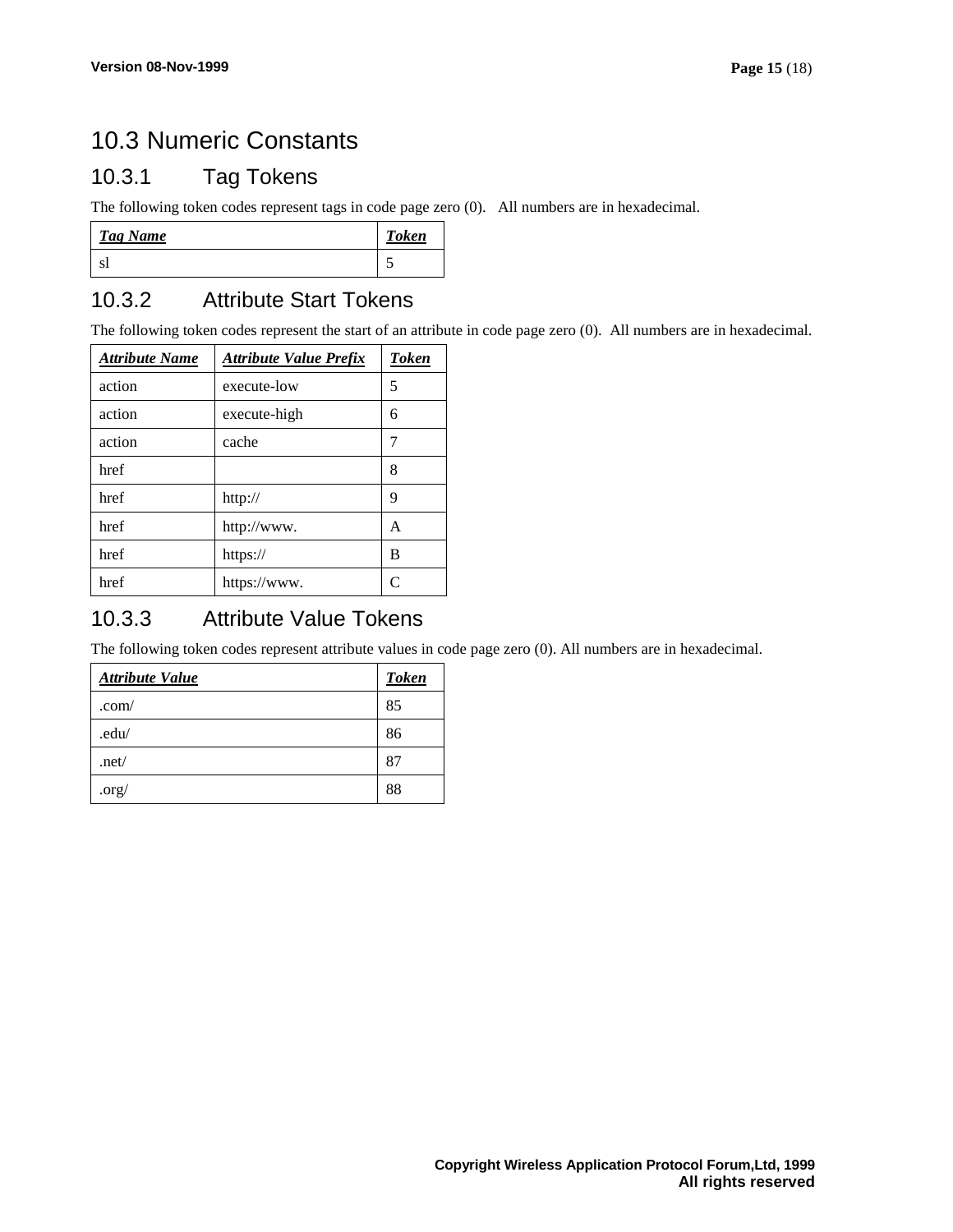## 10.3 Numeric Constants

### 10.3.1 Tag Tokens

The following token codes represent tags in code page zero (0). All numbers are in hexadecimal.

| *Tag Name* | *Token* |
|---|---|
| sl | 5 |

### 10.3.2 Attribute Start Tokens

The following token codes represent the start of an attribute in code page zero (0). All numbers are in hexadecimal.

| *Attribute Name* | *Attribute Value Prefix* | *Token* |
|---|---|---|
| action | execute-low | 5 |
| action | execute-high | 6 |
| action | cache | 7 |
| href | | 8 |
| href | http:// | 9 |
| href | http://www. | A |
| href | https:// | B |
| href | https://www. | C |

### 10.3.3 Attribute Value Tokens

The following token codes represent attribute values in code page zero (0). All numbers are in hexadecimal.

| *Attribute Value* | *Token* |
|---|---|
| .com/ | 85 |
| .edu/ | 86 |
| .net/ | 87 |
| .org/ | 88 |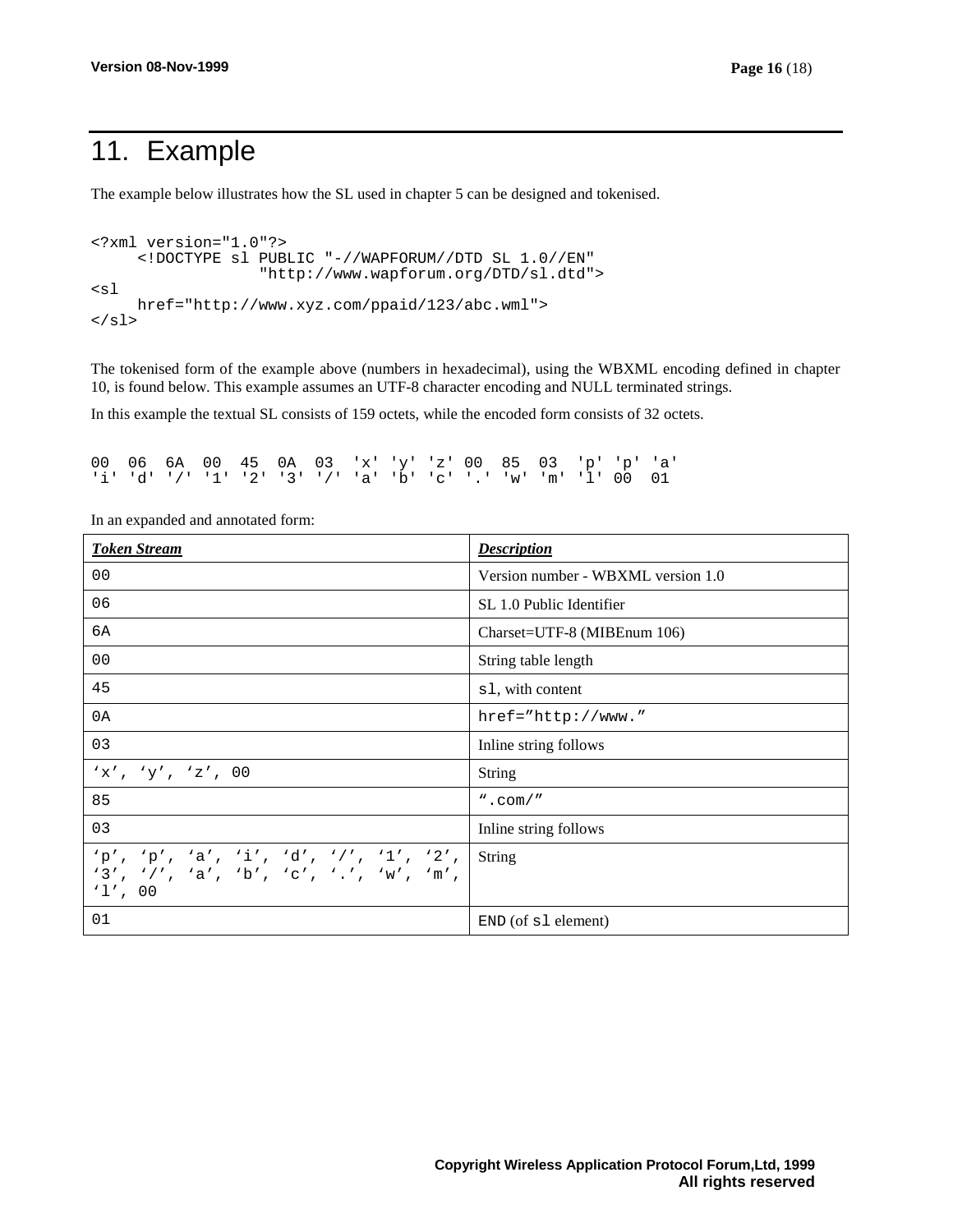# 11. Example

The example below illustrates how the SL used in chapter 5 can be designed and tokenised.

```
<?xml version="1.0"?>
     <!DOCTYPE sl PUBLIC "-//WAPFORUM//DTD SL 1.0//EN"
                  "http://www.wapforum.org/DTD/sl.dtd">
<sl
     href="http://www.xyz.com/ppaid/123/abc.wml">
</sl>
```

The tokenised form of the example above (numbers in hexadecimal), using the WBXML encoding defined in chapter 10, is found below. This example assumes an UTF-8 character encoding and NULL terminated strings.

In this example the textual SL consists of 159 octets, while the encoded form consists of 32 octets.

```
00  06  6A  00  45  0A  03  'x' 'y' 'z' 00  85  03  'p' 'p' 'a'
'i' 'd' '/' '1' '2' '3' '/' 'a' 'b' 'c' '.' 'w' 'm' 'l' 00  01
```

In an expanded and annotated form:

| ***Token Stream*** | ***Description*** |
|---|---|
| `00` | Version number - WBXML version 1.0 |
| `06` | SL 1.0 Public Identifier |
| `6A` | Charset=UTF-8 (MIBEnum 106) |
| `00` | String table length |
| `45` | `sl`, with content |
| `0A` | `href=”http://www.”` |
| `03` | Inline string follows |
| `‘x’, ‘y’, ‘z’, 00` | String |
| `85` | `“.com/”` |
| `03` | Inline string follows |
| `‘p’, ‘p’, ‘a’, ‘i’, ‘d’, ‘/’, ‘1’, ‘2’, ‘3’, ‘/’, ‘a’, ‘b’, ‘c’, ‘.’, ‘w’, ‘m’, ‘l’, 00` | String |
| `01` | `END` (of `sl` element) |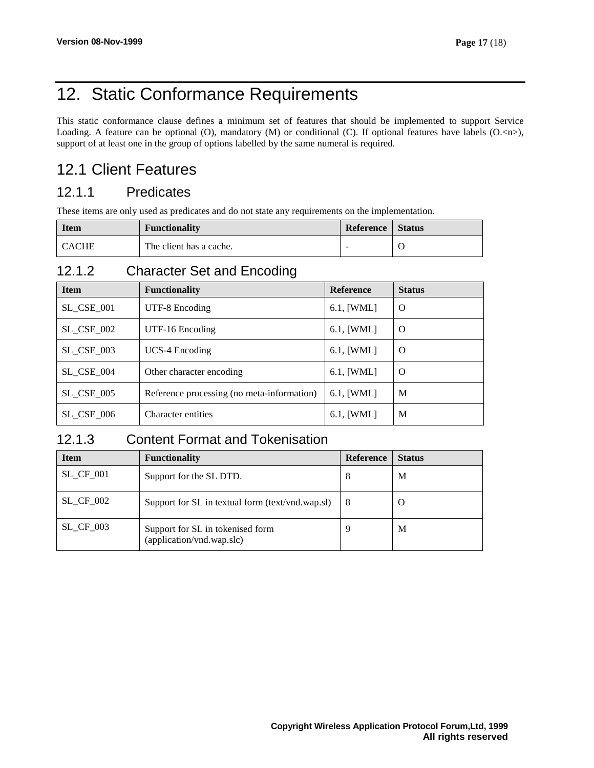# 12. Static Conformance Requirements

This static conformance clause defines a minimum set of features that should be implemented to support Service Loading. A feature can be optional (O), mandatory (M) or conditional (C). If optional features have labels (O.<n>), support of at least one in the group of options labelled by the same numeral is required.

## 12.1 Client Features

### 12.1.1 Predicates

These items are only used as predicates and do not state any requirements on the implementation.

| Item | Functionality | Reference | Status |
|---|---|---|---|
| CACHE | The client has a cache. | - | O |

### 12.1.2 Character Set and Encoding

| Item | Functionality | Reference | Status |
|---|---|---|---|
| SL_CSE_001 | UTF-8 Encoding | 6.1, [WML] | O |
| SL_CSE_002 | UTF-16 Encoding | 6.1, [WML] | O |
| SL_CSE_003 | UCS-4 Encoding | 6.1, [WML] | O |
| SL_CSE_004 | Other character encoding | 6.1, [WML] | O |
| SL_CSE_005 | Reference processing (no meta-information) | 6.1, [WML] | M |
| SL_CSE_006 | Character entities | 6.1, [WML] | M |

### 12.1.3 Content Format and Tokenisation

| Item | Functionality | Reference | Status |
|---|---|---|---|
| SL_CF_001 | Support for the SL DTD. | 8 | M |
| SL_CF_002 | Support for SL in textual form (text/vnd.wap.sl) | 8 | O |
| SL_CF_003 | Support for SL in tokenised form (application/vnd.wap.slc) | 9 | M |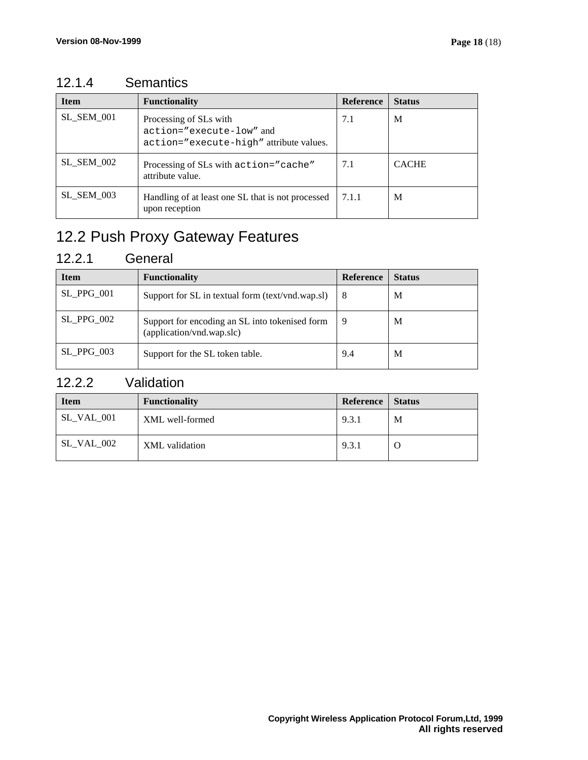### 12.1.4 Semantics

| Item | Functionality | Reference | Status |
|---|---|---|---|
| SL_SEM_001 | Processing of SLs with `action=”execute-low”` and `action=”execute-high”` attribute values. | 7.1 | M |
| SL_SEM_002 | Processing of SLs with `action=”cache”` attribute value. | 7.1 | CACHE |
| SL_SEM_003 | Handling of at least one SL that is not processed upon reception | 7.1.1 | M |

## 12.2 Push Proxy Gateway Features

### 12.2.1 General

| Item | Functionality | Reference | Status |
|---|---|---|---|
| SL_PPG_001 | Support for SL in textual form (text/vnd.wap.sl) | 8 | M |
| SL_PPG_002 | Support for encoding an SL into tokenised form (application/vnd.wap.slc) | 9 | M |
| SL_PPG_003 | Support for the SL token table. | 9.4 | M |

### 12.2.2 Validation

| Item | Functionality | Reference | Status |
|---|---|---|---|
| SL_VAL_001 | XML well-formed | 9.3.1 | M |
| SL_VAL_002 | XML validation | 9.3.1 | O |